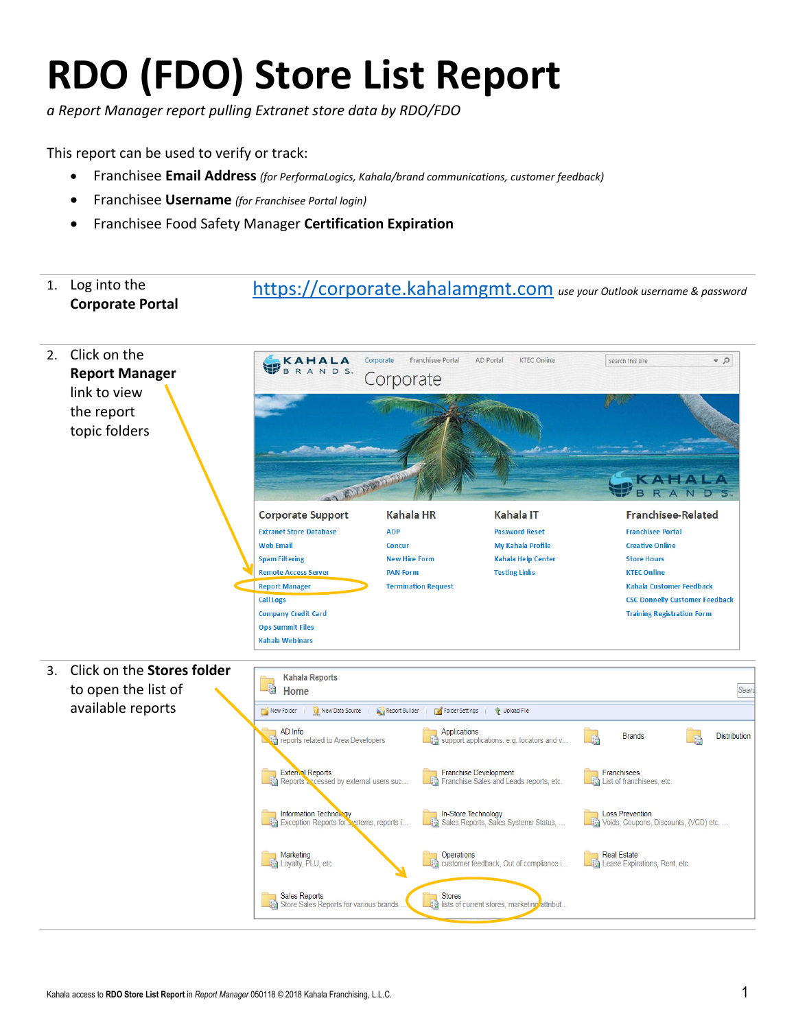# RDO (FDO) Store List Report

*a Report Manager report pulling Extranet store data by RDO/FDO*

This report can be used to verify or track:

- Franchisee **Email Address** *(for PerformaLogics, Kahala/brand communications, customer feedback)*
- Franchisee **Username** *(for Franchisee Portal login)*
- Franchisee Food Safety Manager **Certification Expiration**

1. Log into the **Corporate Portal** — https://corporate.kahalamgmt.com *use your Outlook username & password*

2. Click on the **Report Manager** link to view the report topic folders

3. Click on the **Stores folder** to open the list of available reports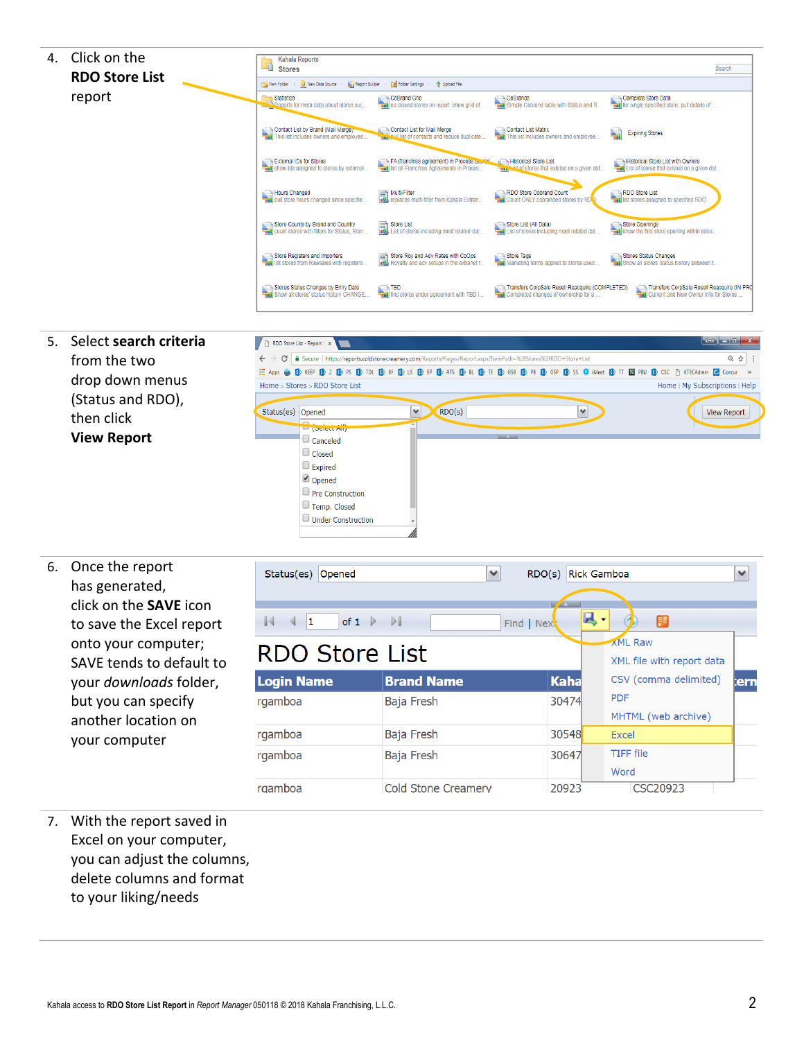4. Click on the **RDO Store List** report

5. Select **search criteria** from the two drop down menus (Status and RDO), then click **View Report**

6. Once the report has generated, click on the **SAVE** icon to save the Excel report onto your computer; SAVE tends to default to your *downloads* folder, but you can specify another location on your computer

7. With the report saved in Excel on your computer, you can adjust the columns, delete columns and format to your liking/needs

Kahala access to **RDO Store List Report** in *Report Manager* 050118 © 2018 Kahala Franchising, L.L.C.